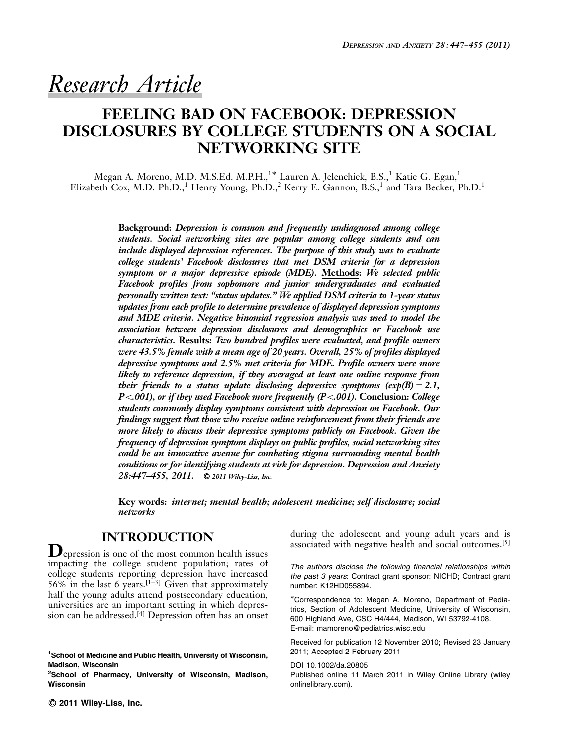*Research Article*

# FEELING BAD ON FACEBOOK: DEPRESSION DISCLOSURES BY COLLEGE STUDENTS ON A SOCIAL NETWORKING SITE

Megan A. Moreno, M.D. M.S.Ed. M.P.H.,[1*] Lauren A. Jelenchick, B.S.,[1] Katie G. Egan,[1] Elizabeth Cox, M.D. Ph.D.,[1] Henry Young, Ph.D.,[2] Kerry E. Gannon, B.S.,[1] and Tara Becker, Ph.D.[1]

**Background:** *Depression is common and frequently undiagnosed among college students. Social networking sites are popular among college students and can include displayed depression references. The purpose of this study was to evaluate college students' Facebook disclosures that met DSM criteria for a depression symptom or a major depressive episode (MDE).* **Methods:** *We selected public Facebook profiles from sophomore and junior undergraduates and evaluated personally written text: "status updates." We applied DSM criteria to 1-year status updates from each profile to determine prevalence of displayed depression symptoms and MDE criteria. Negative binomial regression analysis was used to model the association between depression disclosures and demographics or Facebook use characteristics.* **Results:** *Two hundred profiles were evaluated, and profile owners were 43.5% female with a mean age of 20 years. Overall, 25% of profiles displayed depressive symptoms and 2.5% met criteria for MDE. Profile owners were more likely to reference depression, if they averaged at least one online response from their friends to a status update disclosing depressive symptoms (exp(B) = 2.1, P<.001), or if they used Facebook more frequently (P<.001).* **Conclusion:** *College students commonly display symptoms consistent with depression on Facebook. Our findings suggest that those who receive online reinforcement from their friends are more likely to discuss their depressive symptoms publicly on Facebook. Given the frequency of depression symptom displays on public profiles, social networking sites could be an innovative avenue for combating stigma surrounding mental health conditions or for identifying students at risk for depression. Depression and Anxiety 28:447–455, 2011.* © *2011 Wiley-Liss, Inc.*

**Key words:** *internet; mental health; adolescent medicine; self disclosure; social networks*

## INTRODUCTION

Depression is one of the most common health issues impacting the college student population; rates of college students reporting depression have increased 56% in the last 6 years.[1–3] Given that approximately half the young adults attend postsecondary education, universities are an important setting in which depression can be addressed.[4] Depression often has an onset during the adolescent and young adult years and is associated with negative health and social outcomes.[5]

[1]School of Medicine and Public Health, University of Wisconsin, Madison, Wisconsin

[2]School of Pharmacy, University of Wisconsin, Madison, Wisconsin

*The authors disclose the following financial relationships within the past 3 years*: Contract grant sponsor: NICHD; Contract grant number: K12HD055894.

*Correspondence to: Megan A. Moreno, Department of Pediatrics, Section of Adolescent Medicine, University of Wisconsin, 600 Highland Ave, CSC H4/444, Madison, WI 53792-4108. E-mail: mamoreno@pediatrics.wisc.edu

Received for publication 12 November 2010; Revised 23 January 2011; Accepted 2 February 2011

DOI 10.1002/da.20805

Published online 11 March 2011 in Wiley Online Library (wileyonlinelibrary.com).

© 2011 Wiley-Liss, Inc.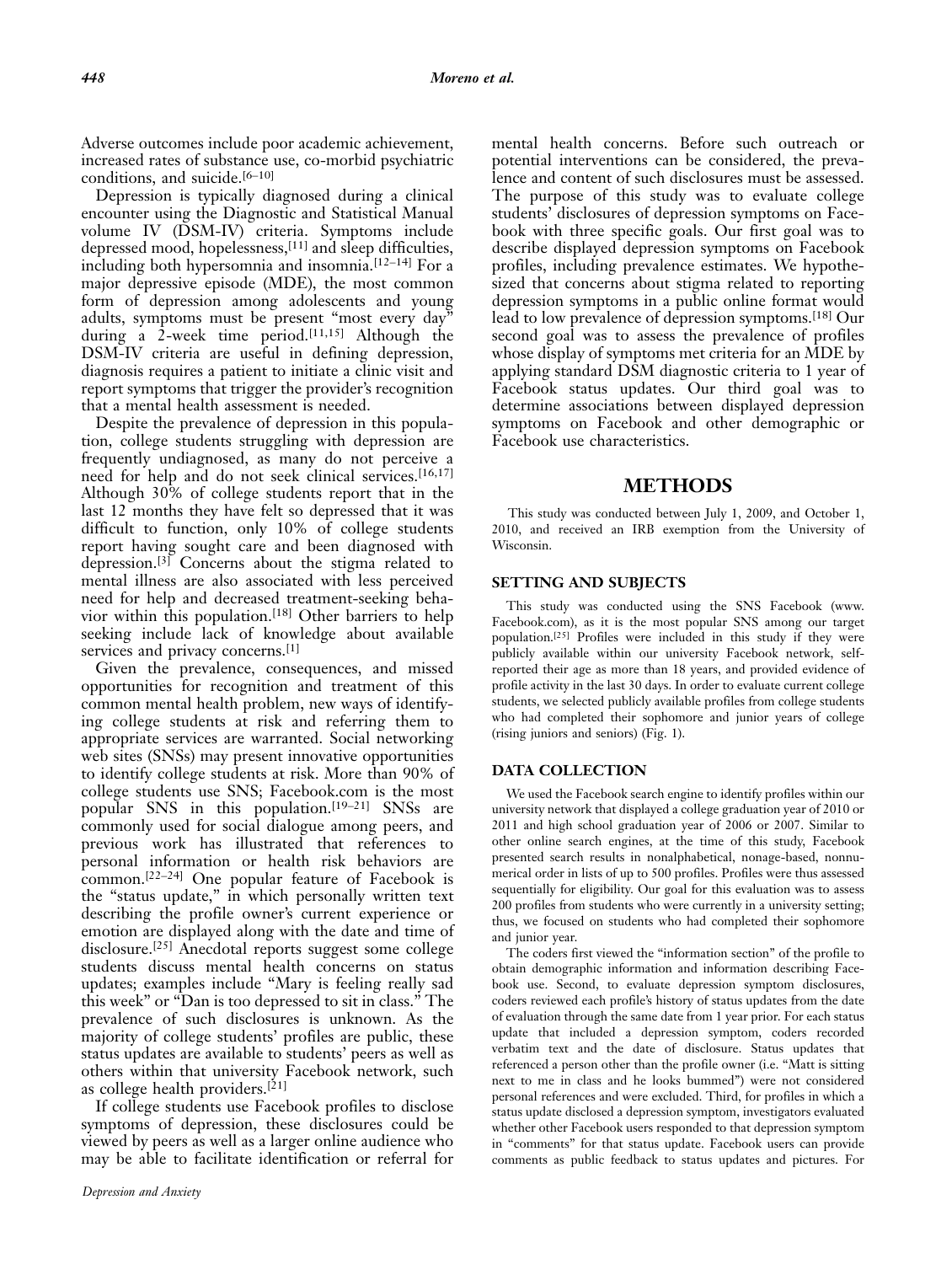Adverse outcomes include poor academic achievement, increased rates of substance use, co-morbid psychiatric conditions, and suicide.[6–10]

Depression is typically diagnosed during a clinical encounter using the Diagnostic and Statistical Manual volume IV (DSM-IV) criteria. Symptoms include depressed mood, hopelessness,[11] and sleep difficulties, including both hypersomnia and insomnia.[12–14] For a major depressive episode (MDE), the most common form of depression among adolescents and young adults, symptoms must be present "most every day" during a 2-week time period.[11,15] Although the DSM-IV criteria are useful in defining depression, diagnosis requires a patient to initiate a clinic visit and report symptoms that trigger the provider's recognition that a mental health assessment is needed.

Despite the prevalence of depression in this population, college students struggling with depression are frequently undiagnosed, as many do not perceive a need for help and do not seek clinical services.[16,17] Although 30% of college students report that in the last 12 months they have felt so depressed that it was difficult to function, only 10% of college students report having sought care and been diagnosed with depression.[3] Concerns about the stigma related to mental illness are also associated with less perceived need for help and decreased treatment-seeking behavior within this population.[18] Other barriers to help seeking include lack of knowledge about available services and privacy concerns.[1]

Given the prevalence, consequences, and missed opportunities for recognition and treatment of this common mental health problem, new ways of identifying college students at risk and referring them to appropriate services are warranted. Social networking web sites (SNSs) may present innovative opportunities to identify college students at risk. More than 90% of college students use SNS; Facebook.com is the most popular SNS in this population.[19–21] SNSs are commonly used for social dialogue among peers, and previous work has illustrated that references to personal information or health risk behaviors are common.[22–24] One popular feature of Facebook is the "status update," in which personally written text describing the profile owner's current experience or emotion are displayed along with the date and time of disclosure.[25] Anecdotal reports suggest some college students discuss mental health concerns on status updates; examples include "Mary is feeling really sad this week" or "Dan is too depressed to sit in class." The prevalence of such disclosures is unknown. As the majority of college students' profiles are public, these status updates are available to students' peers as well as others within that university Facebook network, such as college health providers.[21]

If college students use Facebook profiles to disclose symptoms of depression, these disclosures could be viewed by peers as well as a larger online audience who may be able to facilitate identification or referral for mental health concerns. Before such outreach or potential interventions can be considered, the prevalence and content of such disclosures must be assessed. The purpose of this study was to evaluate college students' disclosures of depression symptoms on Facebook with three specific goals. Our first goal was to describe displayed depression symptoms on Facebook profiles, including prevalence estimates. We hypothesized that concerns about stigma related to reporting depression symptoms in a public online format would lead to low prevalence of depression symptoms.[18] Our second goal was to assess the prevalence of profiles whose display of symptoms met criteria for an MDE by applying standard DSM diagnostic criteria to 1 year of Facebook status updates. Our third goal was to determine associations between displayed depression symptoms on Facebook and other demographic or Facebook use characteristics.

## METHODS

This study was conducted between July 1, 2009, and October 1, 2010, and received an IRB exemption from the University of Wisconsin.

### SETTING AND SUBJECTS

This study was conducted using the SNS Facebook (www.Facebook.com), as it is the most popular SNS among our target population.[25] Profiles were included in this study if they were publicly available within our university Facebook network, self-reported their age as more than 18 years, and provided evidence of profile activity in the last 30 days. In order to evaluate current college students, we selected publicly available profiles from college students who had completed their sophomore and junior years of college (rising juniors and seniors) (Fig. 1).

### DATA COLLECTION

We used the Facebook search engine to identify profiles within our university network that displayed a college graduation year of 2010 or 2011 and high school graduation year of 2006 or 2007. Similar to other online search engines, at the time of this study, Facebook presented search results in nonalphabetical, nonage-based, nonnumerical order in lists of up to 500 profiles. Profiles were thus assessed sequentially for eligibility. Our goal for this evaluation was to assess 200 profiles from students who were currently in a university setting; thus, we focused on students who had completed their sophomore and junior year.

The coders first viewed the "information section" of the profile to obtain demographic information and information describing Facebook use. Second, to evaluate depression symptom disclosures, coders reviewed each profile's history of status updates from the date of evaluation through the same date from 1 year prior. For each status update that included a depression symptom, coders recorded verbatim text and the date of disclosure. Status updates that referenced a person other than the profile owner (i.e. "Matt is sitting next to me in class and he looks bummed") were not considered personal references and were excluded. Third, for profiles in which a status update disclosed a depression symptom, investigators evaluated whether other Facebook users responded to that depression symptom in "comments" for that status update. Facebook users can provide comments as public feedback to status updates and pictures. For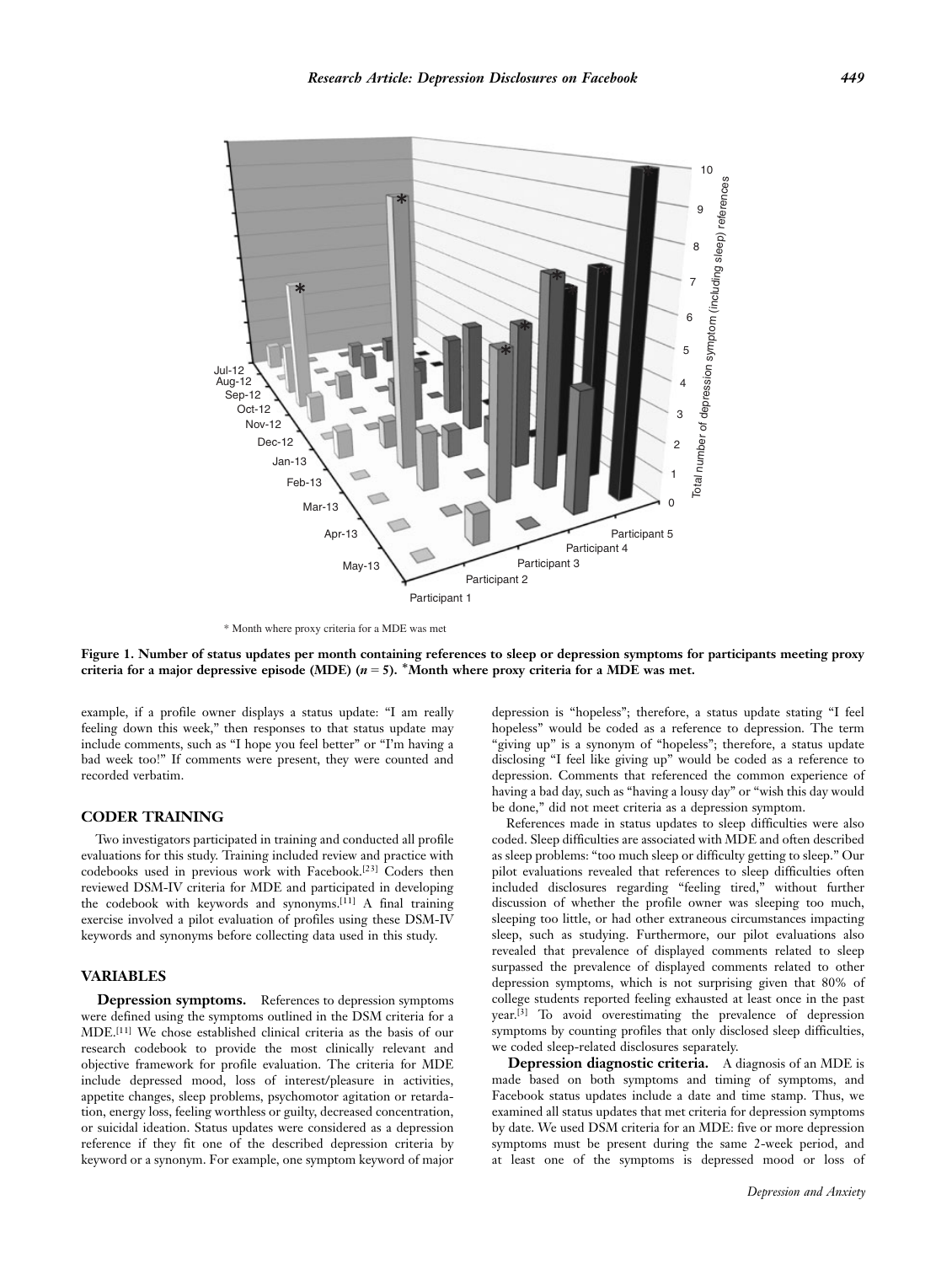10

9

8

7

6

5

4

3

2

1

0

Total number of depression symptom (including sleep) references

Jul-12

Aug-12

Sep-12

Oct-12

Nov-12

Dec-12

Jan-13

Feb-13

Mar-13

Apr-13

May-13

Participant 1

Participant 2

Participant 3

Participant 4

Participant 5

\* Month where proxy criteria for a MDE was met

**Figure 1. Number of status updates per month containing references to sleep or depression symptoms for participants meeting proxy criteria for a major depressive episode (MDE) ($n$ = 5). \*Month where proxy criteria for a MDE was met.**

example, if a profile owner displays a status update: "I am really feeling down this week," then responses to that status update may include comments, such as "I hope you feel better" or "I'm having a bad week too!" If comments were present, they were counted and recorded verbatim.

### CODER TRAINING

Two investigators participated in training and conducted all profile evaluations for this study. Training included review and practice with codebooks used in previous work with Facebook.[23] Coders then reviewed DSM-IV criteria for MDE and participated in developing the codebook with keywords and synonyms.[11] A final training exercise involved a pilot evaluation of profiles using these DSM-IV keywords and synonyms before collecting data used in this study.

### VARIABLES

**Depression symptoms.** References to depression symptoms were defined using the symptoms outlined in the DSM criteria for a MDE.[11] We chose established clinical criteria as the basis of our research codebook to provide the most clinically relevant and objective framework for profile evaluation. The criteria for MDE include depressed mood, loss of interest/pleasure in activities, appetite changes, sleep problems, psychomotor agitation or retardation, energy loss, feeling worthless or guilty, decreased concentration, or suicidal ideation. Status updates were considered as a depression reference if they fit one of the described depression criteria by keyword or a synonym. For example, one symptom keyword of major depression is "hopeless"; therefore, a status update stating "I feel hopeless" would be coded as a reference to depression. The term "giving up" is a synonym of "hopeless"; therefore, a status update disclosing "I feel like giving up" would be coded as a reference to depression. Comments that referenced the common experience of having a bad day, such as "having a lousy day" or "wish this day would be done," did not meet criteria as a depression symptom.

References made in status updates to sleep difficulties were also coded. Sleep difficulties are associated with MDE and often described as sleep problems: "too much sleep or difficulty getting to sleep." Our pilot evaluations revealed that references to sleep difficulties often included disclosures regarding "feeling tired," without further discussion of whether the profile owner was sleeping too much, sleeping too little, or had other extraneous circumstances impacting sleep, such as studying. Furthermore, our pilot evaluations also revealed that prevalence of displayed comments related to sleep surpassed the prevalence of displayed comments related to other depression symptoms, which is not surprising given that 80% of college students reported feeling exhausted at least once in the past year.[3] To avoid overestimating the prevalence of depression symptoms by counting profiles that only disclosed sleep difficulties, we coded sleep-related disclosures separately.

**Depression diagnostic criteria.** A diagnosis of an MDE is made based on both symptoms and timing of symptoms, and Facebook status updates include a date and time stamp. Thus, we examined all status updates that met criteria for depression symptoms by date. We used DSM criteria for an MDE: five or more depression symptoms must be present during the same 2-week period, and at least one of the symptoms is depressed mood or loss of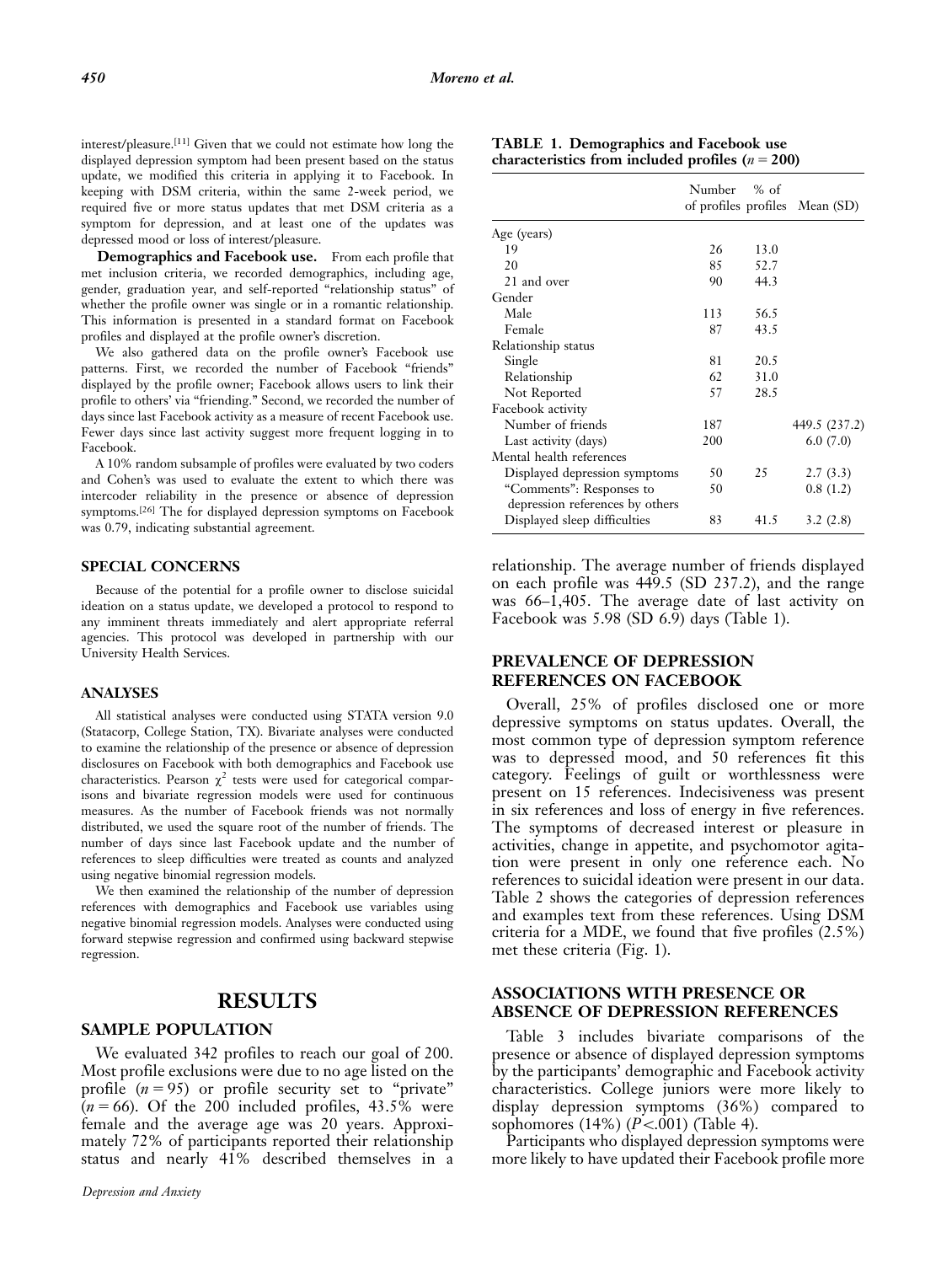interest/pleasure.[11] Given that we could not estimate how long the displayed depression symptom had been present based on the status update, we modified this criteria in applying it to Facebook. In keeping with DSM criteria, within the same 2-week period, we required five or more status updates that met DSM criteria as a symptom for depression, and at least one of the updates was depressed mood or loss of interest/pleasure.

**Demographics and Facebook use.** From each profile that met inclusion criteria, we recorded demographics, including age, gender, graduation year, and self-reported "relationship status" of whether the profile owner was single or in a romantic relationship. This information is presented in a standard format on Facebook profiles and displayed at the profile owner's discretion.

We also gathered data on the profile owner's Facebook use patterns. First, we recorded the number of Facebook "friends" displayed by the profile owner; Facebook allows users to link their profile to others' via "friending." Second, we recorded the number of days since last Facebook activity as a measure of recent Facebook use. Fewer days since last activity suggest more frequent logging in to Facebook.

A 10% random subsample of profiles were evaluated by two coders and Cohen's was used to evaluate the extent to which there was intercoder reliability in the presence or absence of depression symptoms.[26] The for displayed depression symptoms on Facebook was 0.79, indicating substantial agreement.

## SPECIAL CONCERNS

Because of the potential for a profile owner to disclose suicidal ideation on a status update, we developed a protocol to respond to any imminent threats immediately and alert appropriate referral agencies. This protocol was developed in partnership with our University Health Services.

## ANALYSES

All statistical analyses were conducted using STATA version 9.0 (Statacorp, College Station, TX). Bivariate analyses were conducted to examine the relationship of the presence or absence of depression disclosures on Facebook with both demographics and Facebook use characteristics. Pearson $\chi^2$ tests were used for categorical comparisons and bivariate regression models were used for continuous measures. As the number of Facebook friends was not normally distributed, we used the square root of the number of friends. The number of days since last Facebook update and the number of references to sleep difficulties were treated as counts and analyzed using negative binomial regression models.

We then examined the relationship of the number of depression references with demographics and Facebook use variables using negative binomial regression models. Analyses were conducted using forward stepwise regression and confirmed using backward stepwise regression.

# RESULTS

## SAMPLE POPULATION

We evaluated 342 profiles to reach our goal of 200. Most profile exclusions were due to no age listed on the profile ($n = 95$) or profile security set to "private" ($n = 66$). Of the 200 included profiles, 43.5% were female and the average age was 20 years. Approximately 72% of participants reported their relationship status and nearly 41% described themselves in a relationship. The average number of friends displayed on each profile was 449.5 (SD 237.2), and the range was 66–1,405. The average date of last activity on Facebook was 5.98 (SD 6.9) days (Table 1).

**TABLE 1. Demographics and Facebook use characteristics from included profiles ($n = 200$)**

| | Number of profiles | % of profiles | Mean (SD) |
|---|---|---|---|
| Age (years) | | | |
| 19 | 26 | 13.0 | |
| 20 | 85 | 52.7 | |
| 21 and over | 90 | 44.3 | |
| Gender | | | |
| Male | 113 | 56.5 | |
| Female | 87 | 43.5 | |
| Relationship status | | | |
| Single | 81 | 20.5 | |
| Relationship | 62 | 31.0 | |
| Not Reported | 57 | 28.5 | |
| Facebook activity | | | |
| Number of friends | 187 | | 449.5 (237.2) |
| Last activity (days) | 200 | | 6.0 (7.0) |
| Mental health references | | | |
| Displayed depression symptoms | 50 | 25 | 2.7 (3.3) |
| "Comments": Responses to depression references by others | 50 | | 0.8 (1.2) |
| Displayed sleep difficulties | 83 | 41.5 | 3.2 (2.8) |

## PREVALENCE OF DEPRESSION REFERENCES ON FACEBOOK

Overall, 25% of profiles disclosed one or more depressive symptoms on status updates. Overall, the most common type of depression symptom reference was to depressed mood, and 50 references fit this category. Feelings of guilt or worthlessness were present on 15 references. Indecisiveness was present in six references and loss of energy in five references. The symptoms of decreased interest or pleasure in activities, change in appetite, and psychomotor agitation were present in only one reference each. No references to suicidal ideation were present in our data. Table 2 shows the categories of depression references and examples text from these references. Using DSM criteria for a MDE, we found that five profiles (2.5%) met these criteria (Fig. 1).

## ASSOCIATIONS WITH PRESENCE OR ABSENCE OF DEPRESSION REFERENCES

Table 3 includes bivariate comparisons of the presence or absence of displayed depression symptoms by the participants' demographic and Facebook activity characteristics. College juniors were more likely to display depression symptoms (36%) compared to sophomores (14%) ($P < .001$) (Table 4).

Participants who displayed depression symptoms were more likely to have updated their Facebook profile more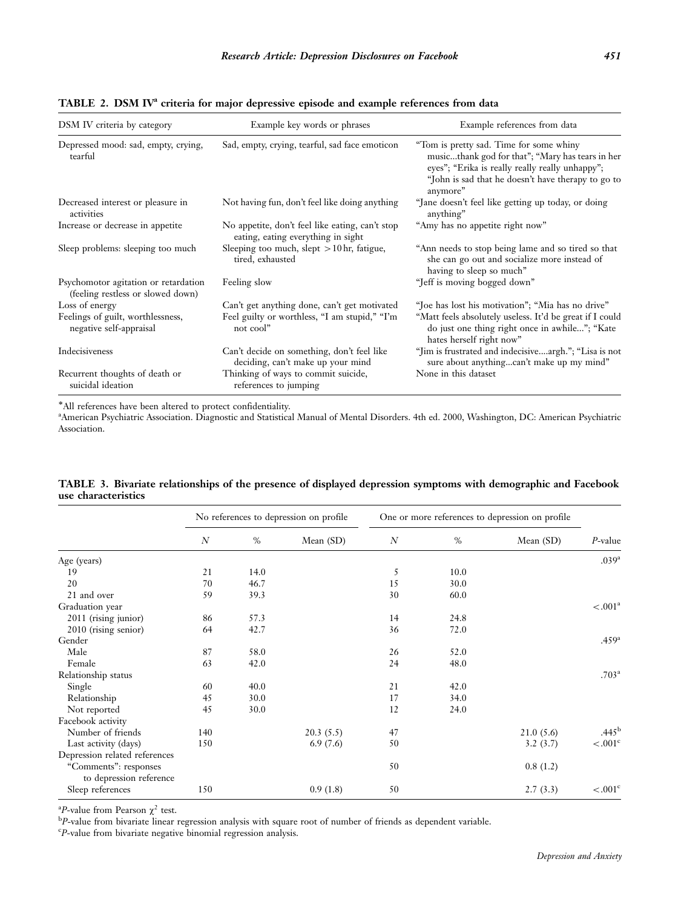**TABLE 2. DSM IV[a] criteria for major depressive episode and example references from data**

| DSM IV criteria by category | Example key words or phrases | Example references from data |
|---|---|---|
| Depressed mood: sad, empty, crying, tearful | Sad, empty, crying, tearful, sad face emoticon | "Tom is pretty sad. Time for some whiny music...thank god for that"; "Mary has tears in her eyes"; "Erika is really really really unhappy"; "John is sad that he doesn't have therapy to go to anymore" |
| Decreased interest or pleasure in activities | Not having fun, don't feel like doing anything | "Jane doesn't feel like getting up today, or doing anything" |
| Increase or decrease in appetite | No appetite, don't feel like eating, can't stop eating, eating everything in sight | "Amy has no appetite right now" |
| Sleep problems: sleeping too much | Sleeping too much, slept >10 hr, fatigue, tired, exhausted | "Ann needs to stop being lame and so tired so that she can go out and socialize more instead of having to sleep so much" |
| Psychomotor agitation or retardation (feeling restless or slowed down) | Feeling slow | "Jeff is moving bogged down" |
| Loss of energy | Can't get anything done, can't get motivated | "Joe has lost his motivation"; "Mia has no drive" |
| Feelings of guilt, worthlessness, negative self-appraisal | Feel guilty or worthless, "I am stupid," "I'm not cool" | "Matt feels absolutely useless. It'd be great if I could do just one thing right once in awhile..."; "Kate hates herself right now" |
| Indecisiveness | Can't decide on something, don't feel like deciding, can't make up your mind | "Jim is frustrated and indecisive....argh."; "Lisa is not sure about anything...can't make up my mind" |
| Recurrent thoughts of death or suicidal ideation | Thinking of ways to commit suicide, references to jumping | None in this dataset |

*All references have been altered to protect confidentiality.

[a]American Psychiatric Association. Diagnostic and Statistical Manual of Mental Disorders. 4th ed. 2000, Washington, DC: American Psychiatric Association.

**TABLE 3. Bivariate relationships of the presence of displayed depression symptoms with demographic and Facebook use characteristics**

| | No references to depression on profile | | | One or more references to depression on profile | | | |
|---|---|---|---|---|---|---|---|
| | $N$ | % | Mean (SD) | $N$ | % | Mean (SD) | $P$-value |
| Age (years) | | | | | | | .039[a] |
| 19 | 21 | 14.0 | | 5 | 10.0 | | |
| 20 | 70 | 46.7 | | 15 | 30.0 | | |
| 21 and over | 59 | 39.3 | | 30 | 60.0 | | |
| Graduation year | | | | | | | <.001[a] |
| 2011 (rising junior) | 86 | 57.3 | | 14 | 24.8 | | |
| 2010 (rising senior) | 64 | 42.7 | | 36 | 72.0 | | |
| Gender | | | | | | | .459[a] |
| Male | 87 | 58.0 | | 26 | 52.0 | | |
| Female | 63 | 42.0 | | 24 | 48.0 | | |
| Relationship status | | | | | | | .703[a] |
| Single | 60 | 40.0 | | 21 | 42.0 | | |
| Relationship | 45 | 30.0 | | 17 | 34.0 | | |
| Not reported | 45 | 30.0 | | 12 | 24.0 | | |
| Facebook activity | | | | | | | |
| Number of friends | 140 | | 20.3 (5.5) | 47 | | 21.0 (5.6) | .445[b] |
| Last activity (days) | 150 | | 6.9 (7.6) | 50 | | 3.2 (3.7) | <.001[c] |
| Depression related references | | | | | | | |
| "Comments": responses to depression reference | | | | 50 | | 0.8 (1.2) | |
| Sleep references | 150 | | 0.9 (1.8) | 50 | | 2.7 (3.3) | <.001[c] |

[a]$P$-value from Pearson $\chi^2$ test.

[b]$P$-value from bivariate linear regression analysis with square root of number of friends as dependent variable.

[c]$P$-value from bivariate negative binomial regression analysis.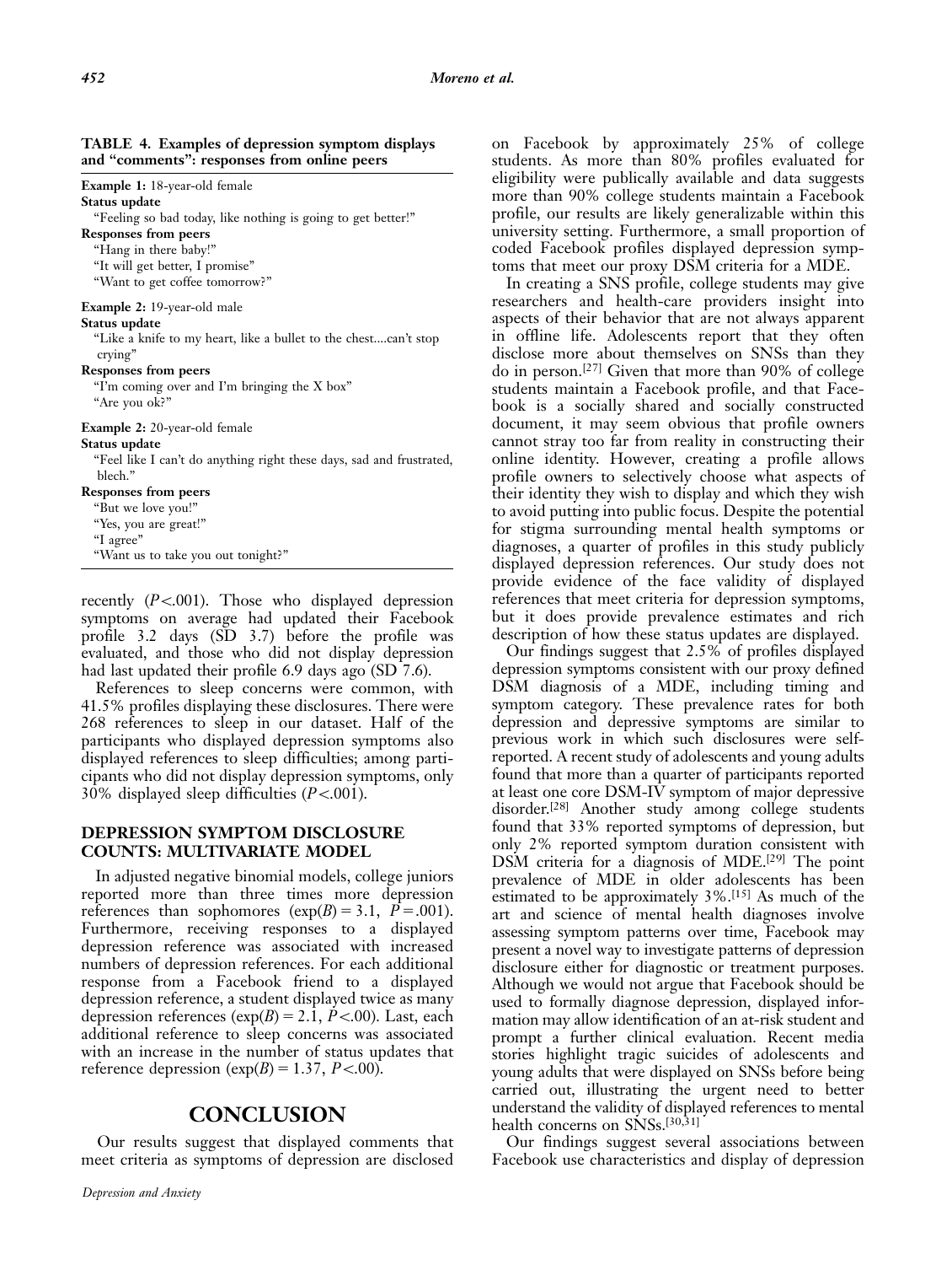**TABLE 4. Examples of depression symptom displays and "comments": responses from online peers**

| |
|---|
| **Example 1:** 18-year-old female |
| **Status update** |
| "Feeling so bad today, like nothing is going to get better!" |
| **Responses from peers** |
| "Hang in there baby!" |
| "It will get better, I promise" |
| "Want to get coffee tomorrow?" |
| **Example 2:** 19-year-old male |
| **Status update** |
| "Like a knife to my heart, like a bullet to the chest....can't stop crying" |
| **Responses from peers** |
| "I'm coming over and I'm bringing the X box" |
| "Are you ok?" |
| **Example 2:** 20-year-old female |
| **Status update** |
| "Feel like I can't do anything right these days, sad and frustrated, blech." |
| **Responses from peers** |
| "But we love you!" |
| "Yes, you are great!" |
| "I agree" |
| "Want us to take you out tonight?" |

recently ($P<.001$). Those who displayed depression symptoms on average had updated their Facebook profile 3.2 days (SD 3.7) before the profile was evaluated, and those who did not display depression had last updated their profile 6.9 days ago (SD 7.6).

References to sleep concerns were common, with 41.5% profiles displaying these disclosures. There were 268 references to sleep in our dataset. Half of the participants who displayed depression symptoms also displayed references to sleep difficulties; among participants who did not display depression symptoms, only 30% displayed sleep difficulties ($P<.001$).

## DEPRESSION SYMPTOM DISCLOSURE COUNTS: MULTIVARIATE MODEL

In adjusted negative binomial models, college juniors reported more than three times more depression references than sophomores ($\exp(B) = 3.1$, $P = .001$). Furthermore, receiving responses to a displayed depression reference was associated with increased numbers of depression references. For each additional response from a Facebook friend to a displayed depression reference, a student displayed twice as many depression references ($\exp(B) = 2.1$, $P<.00$). Last, each additional reference to sleep concerns was associated with an increase in the number of status updates that reference depression ($\exp(B) = 1.37$, $P<.00$).

# CONCLUSION

Our results suggest that displayed comments that meet criteria as symptoms of depression are disclosed on Facebook by approximately 25% of college students. As more than 80% profiles evaluated for eligibility were publically available and data suggests more than 90% college students maintain a Facebook profile, our results are likely generalizable within this university setting. Furthermore, a small proportion of coded Facebook profiles displayed depression symptoms that meet our proxy DSM criteria for a MDE.

In creating a SNS profile, college students may give researchers and health-care providers insight into aspects of their behavior that are not always apparent in offline life. Adolescents report that they often disclose more about themselves on SNSs than they do in person.[27] Given that more than 90% of college students maintain a Facebook profile, and that Facebook is a socially shared and socially constructed document, it may seem obvious that profile owners cannot stray too far from reality in constructing their online identity. However, creating a profile allows profile owners to selectively choose what aspects of their identity they wish to display and which they wish to avoid putting into public focus. Despite the potential for stigma surrounding mental health symptoms or diagnoses, a quarter of profiles in this study publicly displayed depression references. Our study does not provide evidence of the face validity of displayed references that meet criteria for depression symptoms, but it does provide prevalence estimates and rich description of how these status updates are displayed.

Our findings suggest that 2.5% of profiles displayed depression symptoms consistent with our proxy defined DSM diagnosis of a MDE, including timing and symptom category. These prevalence rates for both depression and depressive symptoms are similar to previous work in which such disclosures were self-reported. A recent study of adolescents and young adults found that more than a quarter of participants reported at least one core DSM-IV symptom of major depressive disorder.[28] Another study among college students found that 33% reported symptoms of depression, but only 2% reported symptom duration consistent with DSM criteria for a diagnosis of MDE.[29] The point prevalence of MDE in older adolescents has been estimated to be approximately 3%.[15] As much of the art and science of mental health diagnoses involve assessing symptom patterns over time, Facebook may present a novel way to investigate patterns of depression disclosure either for diagnostic or treatment purposes. Although we would not argue that Facebook should be used to formally diagnose depression, displayed information may allow identification of an at-risk student and prompt a further clinical evaluation. Recent media stories highlight tragic suicides of adolescents and young adults that were displayed on SNSs before being carried out, illustrating the urgent need to better understand the validity of displayed references to mental health concerns on SNSs.[30,31]

Our findings suggest several associations between Facebook use characteristics and display of depression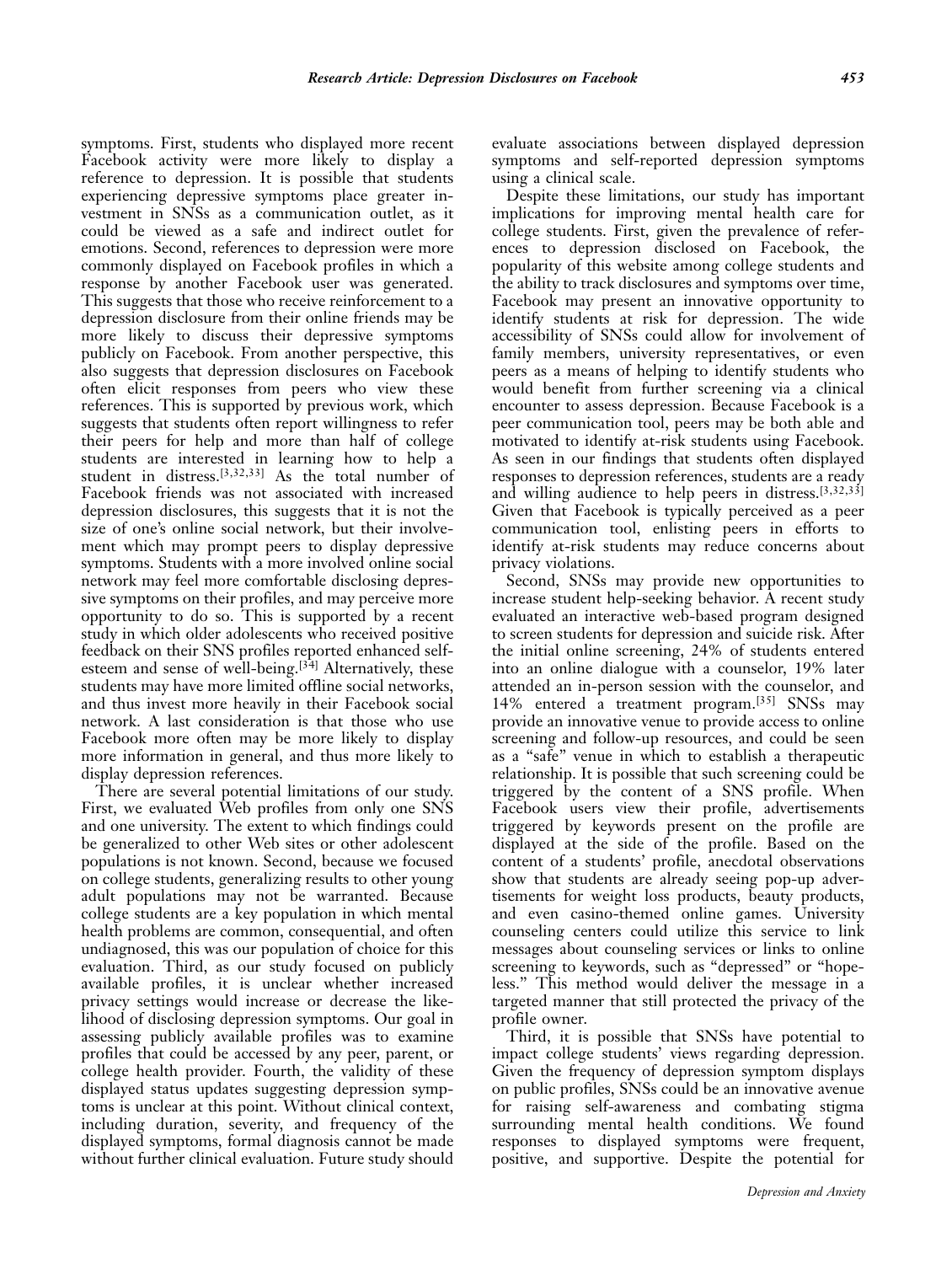symptoms. First, students who displayed more recent Facebook activity were more likely to display a reference to depression. It is possible that students experiencing depressive symptoms place greater investment in SNSs as a communication outlet, as it could be viewed as a safe and indirect outlet for emotions. Second, references to depression were more commonly displayed on Facebook profiles in which a response by another Facebook user was generated. This suggests that those who receive reinforcement to a depression disclosure from their online friends may be more likely to discuss their depressive symptoms publicly on Facebook. From another perspective, this also suggests that depression disclosures on Facebook often elicit responses from peers who view these references. This is supported by previous work, which suggests that students often report willingness to refer their peers for help and more than half of college students are interested in learning how to help a student in distress.[3,32,33] As the total number of Facebook friends was not associated with increased depression disclosures, this suggests that it is not the size of one's online social network, but their involvement which may prompt peers to display depressive symptoms. Students with a more involved online social network may feel more comfortable disclosing depressive symptoms on their profiles, and may perceive more opportunity to do so. This is supported by a recent study in which older adolescents who received positive feedback on their SNS profiles reported enhanced self-esteem and sense of well-being.[34] Alternatively, these students may have more limited offline social networks, and thus invest more heavily in their Facebook social network. A last consideration is that those who use Facebook more often may be more likely to display more information in general, and thus more likely to display depression references.

There are several potential limitations of our study. First, we evaluated Web profiles from only one SNS and one university. The extent to which findings could be generalized to other Web sites or other adolescent populations is not known. Second, because we focused on college students, generalizing results to other young adult populations may not be warranted. Because college students are a key population in which mental health problems are common, consequential, and often undiagnosed, this was our population of choice for this evaluation. Third, as our study focused on publicly available profiles, it is unclear whether increased privacy settings would increase or decrease the likelihood of disclosing depression symptoms. Our goal in assessing publicly available profiles was to examine profiles that could be accessed by any peer, parent, or college health provider. Fourth, the validity of these displayed status updates suggesting depression symptoms is unclear at this point. Without clinical context, including duration, severity, and frequency of the displayed symptoms, formal diagnosis cannot be made without further clinical evaluation. Future study should evaluate associations between displayed depression symptoms and self-reported depression symptoms using a clinical scale.

Despite these limitations, our study has important implications for improving mental health care for college students. First, given the prevalence of references to depression disclosed on Facebook, the popularity of this website among college students and the ability to track disclosures and symptoms over time, Facebook may present an innovative opportunity to identify students at risk for depression. The wide accessibility of SNSs could allow for involvement of family members, university representatives, or even peers as a means of helping to identify students who would benefit from further screening via a clinical encounter to assess depression. Because Facebook is a peer communication tool, peers may be both able and motivated to identify at-risk students using Facebook. As seen in our findings that students often displayed responses to depression references, students are a ready and willing audience to help peers in distress.[3,32,33] Given that Facebook is typically perceived as a peer communication tool, enlisting peers in efforts to identify at-risk students may reduce concerns about privacy violations.

Second, SNSs may provide new opportunities to increase student help-seeking behavior. A recent study evaluated an interactive web-based program designed to screen students for depression and suicide risk. After the initial online screening, 24% of students entered into an online dialogue with a counselor, 19% later attended an in-person session with the counselor, and 14% entered a treatment program.[35] SNSs may provide an innovative venue to provide access to online screening and follow-up resources, and could be seen as a "safe" venue in which to establish a therapeutic relationship. It is possible that such screening could be triggered by the content of a SNS profile. When Facebook users view their profile, advertisements triggered by keywords present on the profile are displayed at the side of the profile. Based on the content of a students' profile, anecdotal observations show that students are already seeing pop-up advertisements for weight loss products, beauty products, and even casino-themed online games. University counseling centers could utilize this service to link messages about counseling services or links to online screening to keywords, such as "depressed" or "hopeless." This method would deliver the message in a targeted manner that still protected the privacy of the profile owner.

Third, it is possible that SNSs have potential to impact college students' views regarding depression. Given the frequency of depression symptom displays on public profiles, SNSs could be an innovative avenue for raising self-awareness and combating stigma surrounding mental health conditions. We found responses to displayed symptoms were frequent, positive, and supportive. Despite the potential for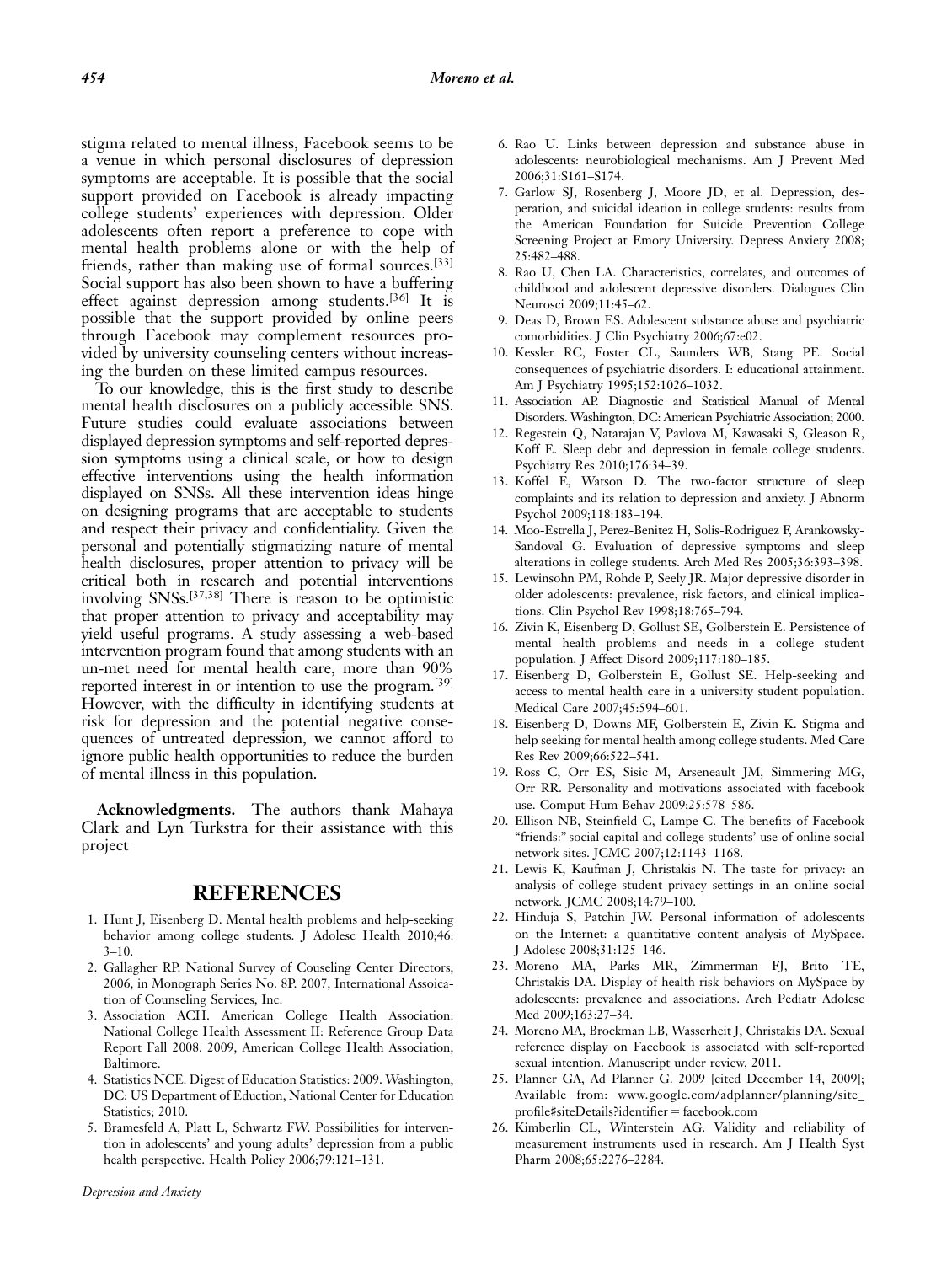stigma related to mental illness, Facebook seems to be a venue in which personal disclosures of depression symptoms are acceptable. It is possible that the social support provided on Facebook is already impacting college students' experiences with depression. Older adolescents often report a preference to cope with mental health problems alone or with the help of friends, rather than making use of formal sources.[33] Social support has also been shown to have a buffering effect against depression among students.[36] It is possible that the support provided by online peers through Facebook may complement resources provided by university counseling centers without increasing the burden on these limited campus resources.

To our knowledge, this is the first study to describe mental health disclosures on a publicly accessible SNS. Future studies could evaluate associations between displayed depression symptoms and self-reported depression symptoms using a clinical scale, or how to design effective interventions using the health information displayed on SNSs. All these intervention ideas hinge on designing programs that are acceptable to students and respect their privacy and confidentiality. Given the personal and potentially stigmatizing nature of mental health disclosures, proper attention to privacy will be critical both in research and potential interventions involving SNSs.[37,38] There is reason to be optimistic that proper attention to privacy and acceptability may yield useful programs. A study assessing a web-based intervention program found that among students with an un-met need for mental health care, more than 90% reported interest in or intention to use the program.[39] However, with the difficulty in identifying students at risk for depression and the potential negative consequences of untreated depression, we cannot afford to ignore public health opportunities to reduce the burden of mental illness in this population.

**Acknowledgments.** The authors thank Mahaya Clark and Lyn Turkstra for their assistance with this project

## REFERENCES

1. Hunt J, Eisenberg D. Mental health problems and help-seeking behavior among college students. J Adolesc Health 2010;46: 3–10.
2. Gallagher RP. National Survey of Couseling Center Directors, 2006, in Monograph Series No. 8P. 2007, International Assoication of Counseling Services, Inc.
3. Association ACH. American College Health Association: National College Health Assessment II: Reference Group Data Report Fall 2008. 2009, American College Health Association, Baltimore.
4. Statistics NCE. Digest of Education Statistics: 2009. Washington, DC: US Department of Eduction, National Center for Education Statistics; 2010.
5. Bramesfeld A, Platt L, Schwartz FW. Possibilities for intervention in adolescents' and young adults' depression from a public health perspective. Health Policy 2006;79:121–131.
6. Rao U. Links between depression and substance abuse in adolescents: neurobiological mechanisms. Am J Prevent Med 2006;31:S161–S174.
7. Garlow SJ, Rosenberg J, Moore JD, et al. Depression, desperation, and suicidal ideation in college students: results from the American Foundation for Suicide Prevention College Screening Project at Emory University. Depress Anxiety 2008; 25:482–488.
8. Rao U, Chen LA. Characteristics, correlates, and outcomes of childhood and adolescent depressive disorders. Dialogues Clin Neurosci 2009;11:45–62.
9. Deas D, Brown ES. Adolescent substance abuse and psychiatric comorbidities. J Clin Psychiatry 2006;67:e02.
10. Kessler RC, Foster CL, Saunders WB, Stang PE. Social consequences of psychiatric disorders. I: educational attainment. Am J Psychiatry 1995;152:1026–1032.
11. Association AP. Diagnostic and Statistical Manual of Mental Disorders. Washington, DC: American Psychiatric Association; 2000.
12. Regestein Q, Natarajan V, Pavlova M, Kawasaki S, Gleason R, Koff E. Sleep debt and depression in female college students. Psychiatry Res 2010;176:34–39.
13. Koffel E, Watson D. The two-factor structure of sleep complaints and its relation to depression and anxiety. J Abnorm Psychol 2009;118:183–194.
14. Moo-Estrella J, Perez-Benitez H, Solis-Rodriguez F, Arankowsky-Sandoval G. Evaluation of depressive symptoms and sleep alterations in college students. Arch Med Res 2005;36:393–398.
15. Lewinsohn PM, Rohde P, Seely JR. Major depressive disorder in older adolescents: prevalence, risk factors, and clinical implications. Clin Psychol Rev 1998;18:765–794.
16. Zivin K, Eisenberg D, Gollust SE, Golberstein E. Persistence of mental health problems and needs in a college student population. J Affect Disord 2009;117:180–185.
17. Eisenberg D, Golberstein E, Gollust SE. Help-seeking and access to mental health care in a university student population. Medical Care 2007;45:594–601.
18. Eisenberg D, Downs MF, Golberstein E, Zivin K. Stigma and help seeking for mental health among college students. Med Care Res Rev 2009;66:522–541.
19. Ross C, Orr ES, Sisic M, Arseneault JM, Simmering MG, Orr RR. Personality and motivations associated with facebook use. Comput Hum Behav 2009;25:578–586.
20. Ellison NB, Steinfield C, Lampe C. The benefits of Facebook "friends:" social capital and college students' use of online social network sites. JCMC 2007;12:1143–1168.
21. Lewis K, Kaufman J, Christakis N. The taste for privacy: an analysis of college student privacy settings in an online social network. JCMC 2008;14:79–100.
22. Hinduja S, Patchin JW. Personal information of adolescents on the Internet: a quantitative content analysis of MySpace. J Adolesc 2008;31:125–146.
23. Moreno MA, Parks MR, Zimmerman FJ, Brito TE, Christakis DA. Display of health risk behaviors on MySpace by adolescents: prevalence and associations. Arch Pediatr Adolesc Med 2009;163:27–34.
24. Moreno MA, Brockman LB, Wasserheit J, Christakis DA. Sexual reference display on Facebook is associated with self-reported sexual intention. Manuscript under review, 2011.
25. Planner GA, Ad Planner G. 2009 [cited December 14, 2009]; Available from: www.google.com/adplanner/planning/site_profile#siteDetails?identifier = facebook.com
26. Kimberlin CL, Winterstein AG. Validity and reliability of measurement instruments used in research. Am J Health Syst Pharm 2008;65:2276–2284.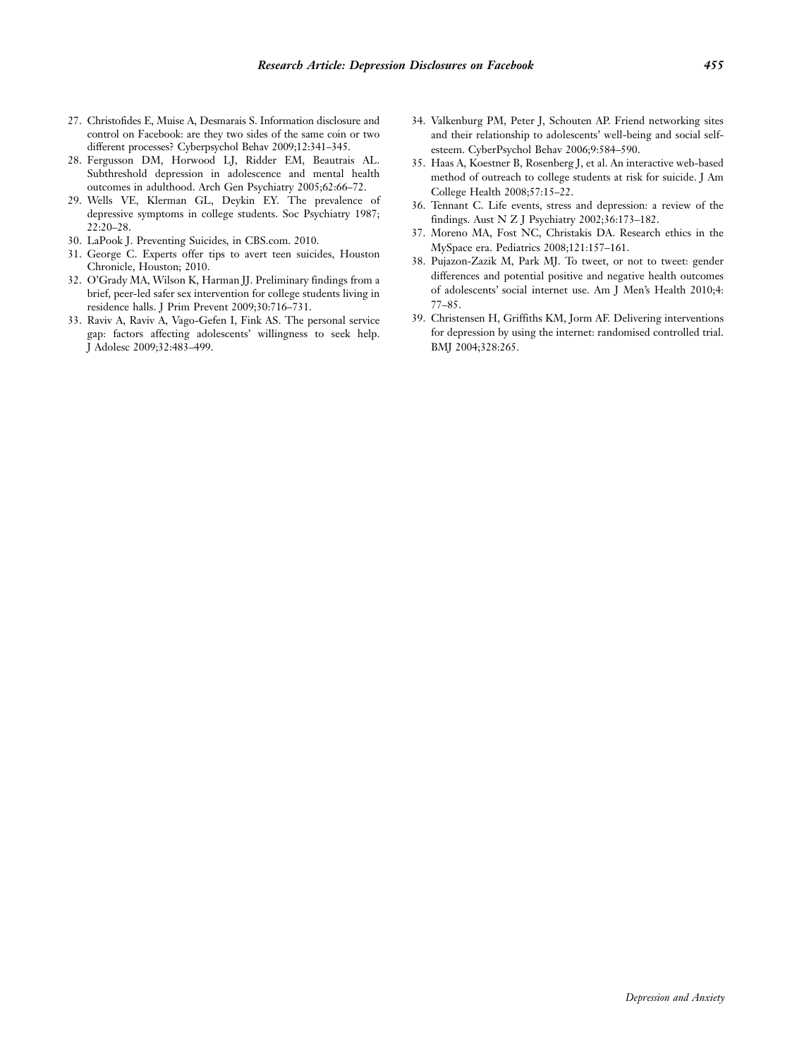27. Christofides E, Muise A, Desmarais S. Information disclosure and control on Facebook: are they two sides of the same coin or two different processes? Cyberpsychol Behav 2009;12:341–345.
28. Fergusson DM, Horwood LJ, Ridder EM, Beautrais AL. Subthreshold depression in adolescence and mental health outcomes in adulthood. Arch Gen Psychiatry 2005;62:66–72.
29. Wells VE, Klerman GL, Deykin EY. The prevalence of depressive symptoms in college students. Soc Psychiatry 1987; 22:20–28.
30. LaPook J. Preventing Suicides, in CBS.com. 2010.
31. George C. Experts offer tips to avert teen suicides, Houston Chronicle, Houston; 2010.
32. O'Grady MA, Wilson K, Harman JJ. Preliminary findings from a brief, peer-led safer sex intervention for college students living in residence halls. J Prim Prevent 2009;30:716–731.
33. Raviv A, Raviv A, Vago-Gefen I, Fink AS. The personal service gap: factors affecting adolescents' willingness to seek help. J Adolesc 2009;32:483–499.
34. Valkenburg PM, Peter J, Schouten AP. Friend networking sites and their relationship to adolescents' well-being and social self-esteem. CyberPsychol Behav 2006;9:584–590.
35. Haas A, Koestner B, Rosenberg J, et al. An interactive web-based method of outreach to college students at risk for suicide. J Am College Health 2008;57:15–22.
36. Tennant C. Life events, stress and depression: a review of the findings. Aust N Z J Psychiatry 2002;36:173–182.
37. Moreno MA, Fost NC, Christakis DA. Research ethics in the MySpace era. Pediatrics 2008;121:157–161.
38. Pujazon-Zazik M, Park MJ. To tweet, or not to tweet: gender differences and potential positive and negative health outcomes of adolescents' social internet use. Am J Men's Health 2010;4: 77–85.
39. Christensen H, Griffiths KM, Jorm AF. Delivering interventions for depression by using the internet: randomised controlled trial. BMJ 2004;328:265.